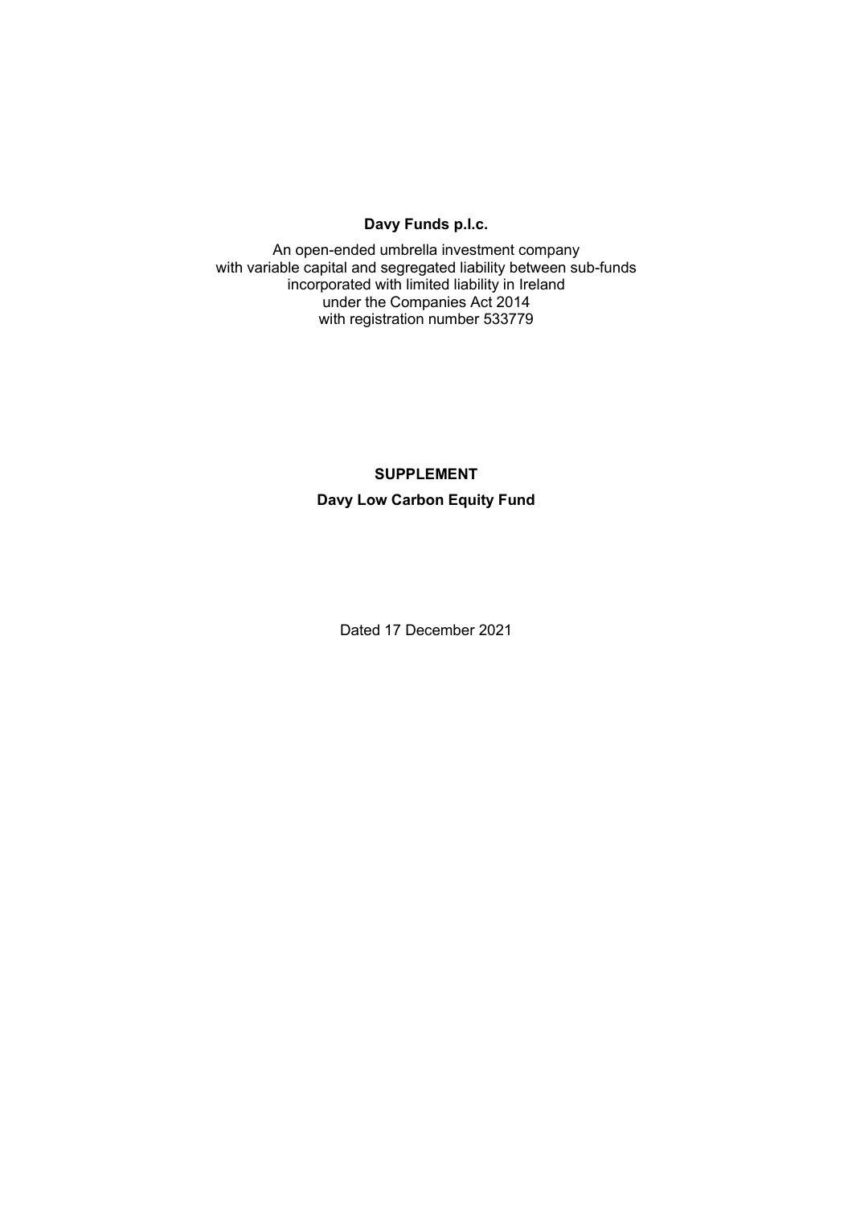**Davy Funds p.l.c.**

An open-ended umbrella investment company
with variable capital and segregated liability between sub-funds
incorporated with limited liability in Ireland
under the Companies Act 2014
with registration number 533779

**SUPPLEMENT**

**Davy Low Carbon Equity Fund**

Dated 17 December 2021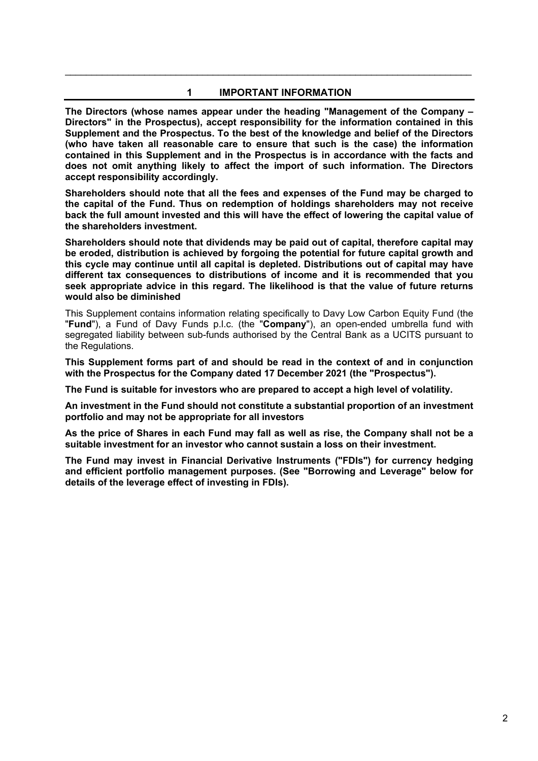## 1 IMPORTANT INFORMATION

**The Directors (whose names appear under the heading "Management of the Company – Directors" in the Prospectus), accept responsibility for the information contained in this Supplement and the Prospectus. To the best of the knowledge and belief of the Directors (who have taken all reasonable care to ensure that such is the case) the information contained in this Supplement and in the Prospectus is in accordance with the facts and does not omit anything likely to affect the import of such information. The Directors accept responsibility accordingly.**

**Shareholders should note that all the fees and expenses of the Fund may be charged to the capital of the Fund. Thus on redemption of holdings shareholders may not receive back the full amount invested and this will have the effect of lowering the capital value of the shareholders investment.**

**Shareholders should note that dividends may be paid out of capital, therefore capital may be eroded, distribution is achieved by forgoing the potential for future capital growth and this cycle may continue until all capital is depleted. Distributions out of capital may have different tax consequences to distributions of income and it is recommended that you seek appropriate advice in this regard. The likelihood is that the value of future returns would also be diminished**

This Supplement contains information relating specifically to Davy Low Carbon Equity Fund (the "**Fund**"), a Fund of Davy Funds p.l.c. (the "**Company**"), an open-ended umbrella fund with segregated liability between sub-funds authorised by the Central Bank as a UCITS pursuant to the Regulations.

**This Supplement forms part of and should be read in the context of and in conjunction with the Prospectus for the Company dated 17 December 2021 (the "Prospectus").**

**The Fund is suitable for investors who are prepared to accept a high level of volatility.**

**An investment in the Fund should not constitute a substantial proportion of an investment portfolio and may not be appropriate for all investors**

**As the price of Shares in each Fund may fall as well as rise, the Company shall not be a suitable investment for an investor who cannot sustain a loss on their investment.**

**The Fund may invest in Financial Derivative Instruments ("FDIs") for currency hedging and efficient portfolio management purposes. (See "Borrowing and Leverage" below for details of the leverage effect of investing in FDIs).**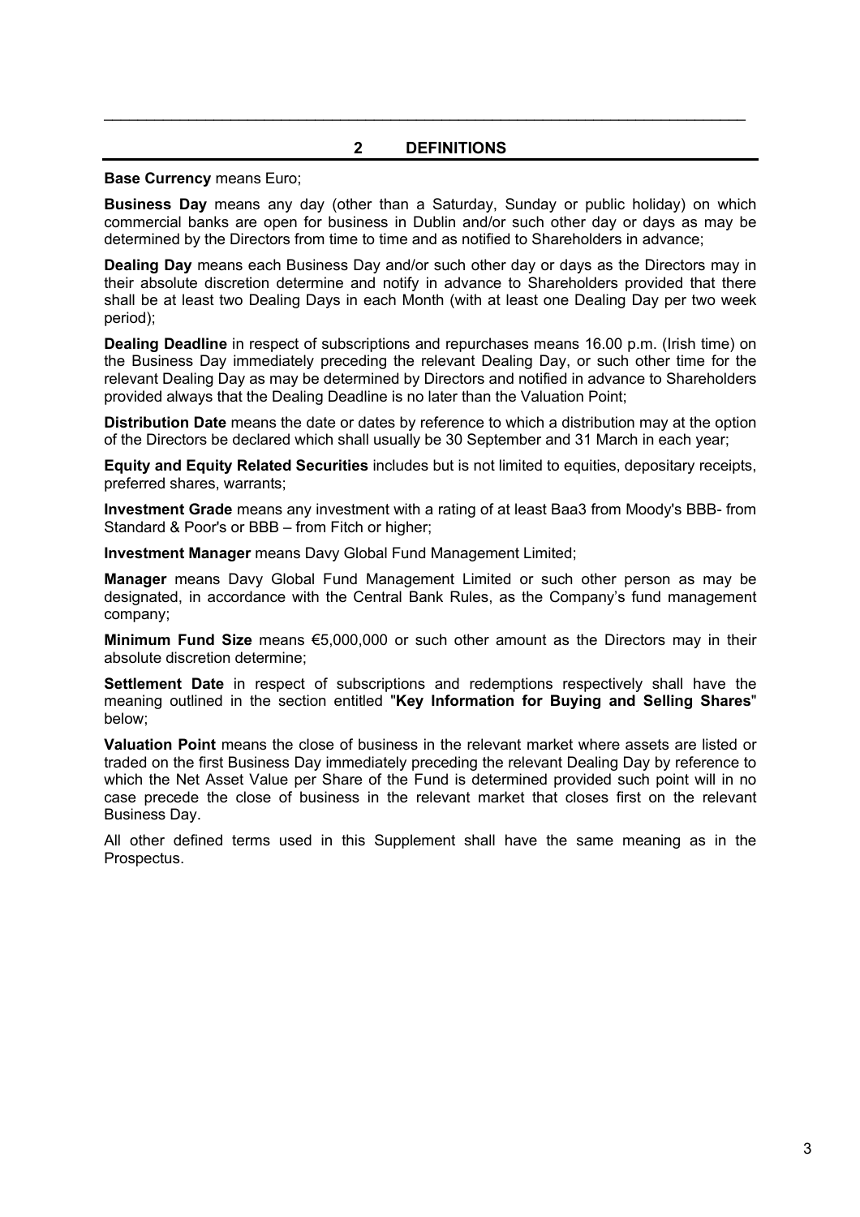## 2 DEFINITIONS

**Base Currency** means Euro;

**Business Day** means any day (other than a Saturday, Sunday or public holiday) on which commercial banks are open for business in Dublin and/or such other day or days as may be determined by the Directors from time to time and as notified to Shareholders in advance;

**Dealing Day** means each Business Day and/or such other day or days as the Directors may in their absolute discretion determine and notify in advance to Shareholders provided that there shall be at least two Dealing Days in each Month (with at least one Dealing Day per two week period);

**Dealing Deadline** in respect of subscriptions and repurchases means 16.00 p.m. (Irish time) on the Business Day immediately preceding the relevant Dealing Day, or such other time for the relevant Dealing Day as may be determined by Directors and notified in advance to Shareholders provided always that the Dealing Deadline is no later than the Valuation Point;

**Distribution Date** means the date or dates by reference to which a distribution may at the option of the Directors be declared which shall usually be 30 September and 31 March in each year;

**Equity and Equity Related Securities** includes but is not limited to equities, depositary receipts, preferred shares, warrants;

**Investment Grade** means any investment with a rating of at least Baa3 from Moody's BBB- from Standard & Poor's or BBB – from Fitch or higher;

**Investment Manager** means Davy Global Fund Management Limited;

**Manager** means Davy Global Fund Management Limited or such other person as may be designated, in accordance with the Central Bank Rules, as the Company's fund management company;

**Minimum Fund Size** means €5,000,000 or such other amount as the Directors may in their absolute discretion determine;

**Settlement Date** in respect of subscriptions and redemptions respectively shall have the meaning outlined in the section entitled "**Key Information for Buying and Selling Shares**" below;

**Valuation Point** means the close of business in the relevant market where assets are listed or traded on the first Business Day immediately preceding the relevant Dealing Day by reference to which the Net Asset Value per Share of the Fund is determined provided such point will in no case precede the close of business in the relevant market that closes first on the relevant Business Day.

All other defined terms used in this Supplement shall have the same meaning as in the Prospectus.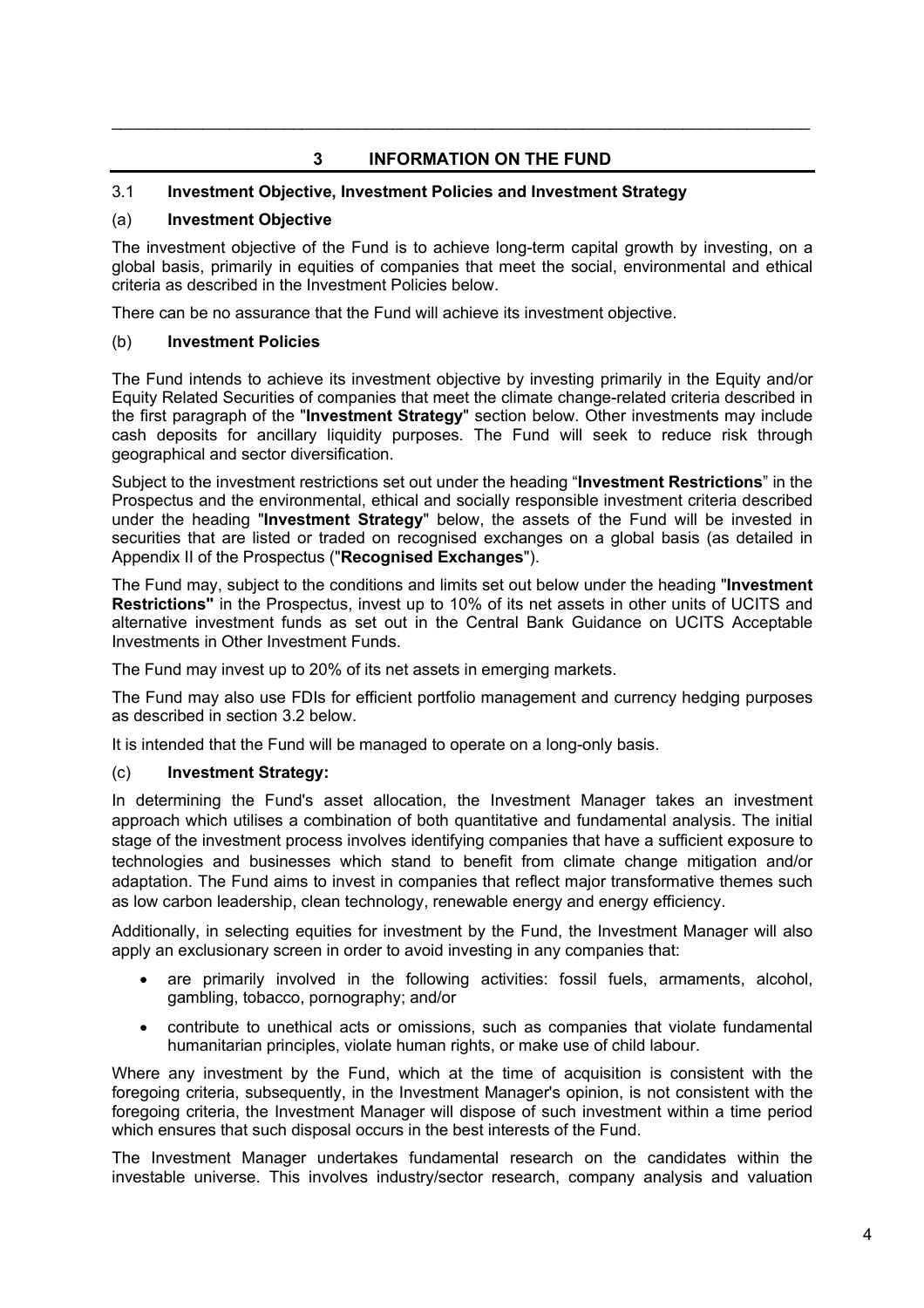## 3 INFORMATION ON THE FUND

### 3.1 Investment Objective, Investment Policies and Investment Strategy

#### (a) Investment Objective

The investment objective of the Fund is to achieve long-term capital growth by investing, on a global basis, primarily in equities of companies that meet the social, environmental and ethical criteria as described in the Investment Policies below.

There can be no assurance that the Fund will achieve its investment objective.

#### (b) Investment Policies

The Fund intends to achieve its investment objective by investing primarily in the Equity and/or Equity Related Securities of companies that meet the climate change-related criteria described in the first paragraph of the "**Investment Strategy**" section below. Other investments may include cash deposits for ancillary liquidity purposes. The Fund will seek to reduce risk through geographical and sector diversification.

Subject to the investment restrictions set out under the heading "**Investment Restrictions**" in the Prospectus and the environmental, ethical and socially responsible investment criteria described under the heading "**Investment Strategy**" below, the assets of the Fund will be invested in securities that are listed or traded on recognised exchanges on a global basis (as detailed in Appendix II of the Prospectus ("**Recognised Exchanges**").

The Fund may, subject to the conditions and limits set out below under the heading "**Investment Restrictions"** in the Prospectus, invest up to 10% of its net assets in other units of UCITS and alternative investment funds as set out in the Central Bank Guidance on UCITS Acceptable Investments in Other Investment Funds.

The Fund may invest up to 20% of its net assets in emerging markets.

The Fund may also use FDIs for efficient portfolio management and currency hedging purposes as described in section 3.2 below.

It is intended that the Fund will be managed to operate on a long-only basis.

#### (c) Investment Strategy:

In determining the Fund's asset allocation, the Investment Manager takes an investment approach which utilises a combination of both quantitative and fundamental analysis. The initial stage of the investment process involves identifying companies that have a sufficient exposure to technologies and businesses which stand to benefit from climate change mitigation and/or adaptation. The Fund aims to invest in companies that reflect major transformative themes such as low carbon leadership, clean technology, renewable energy and energy efficiency.

Additionally, in selecting equities for investment by the Fund, the Investment Manager will also apply an exclusionary screen in order to avoid investing in any companies that:

- are primarily involved in the following activities: fossil fuels, armaments, alcohol, gambling, tobacco, pornography; and/or
- contribute to unethical acts or omissions, such as companies that violate fundamental humanitarian principles, violate human rights, or make use of child labour.

Where any investment by the Fund, which at the time of acquisition is consistent with the foregoing criteria, subsequently, in the Investment Manager's opinion, is not consistent with the foregoing criteria, the Investment Manager will dispose of such investment within a time period which ensures that such disposal occurs in the best interests of the Fund.

The Investment Manager undertakes fundamental research on the candidates within the investable universe. This involves industry/sector research, company analysis and valuation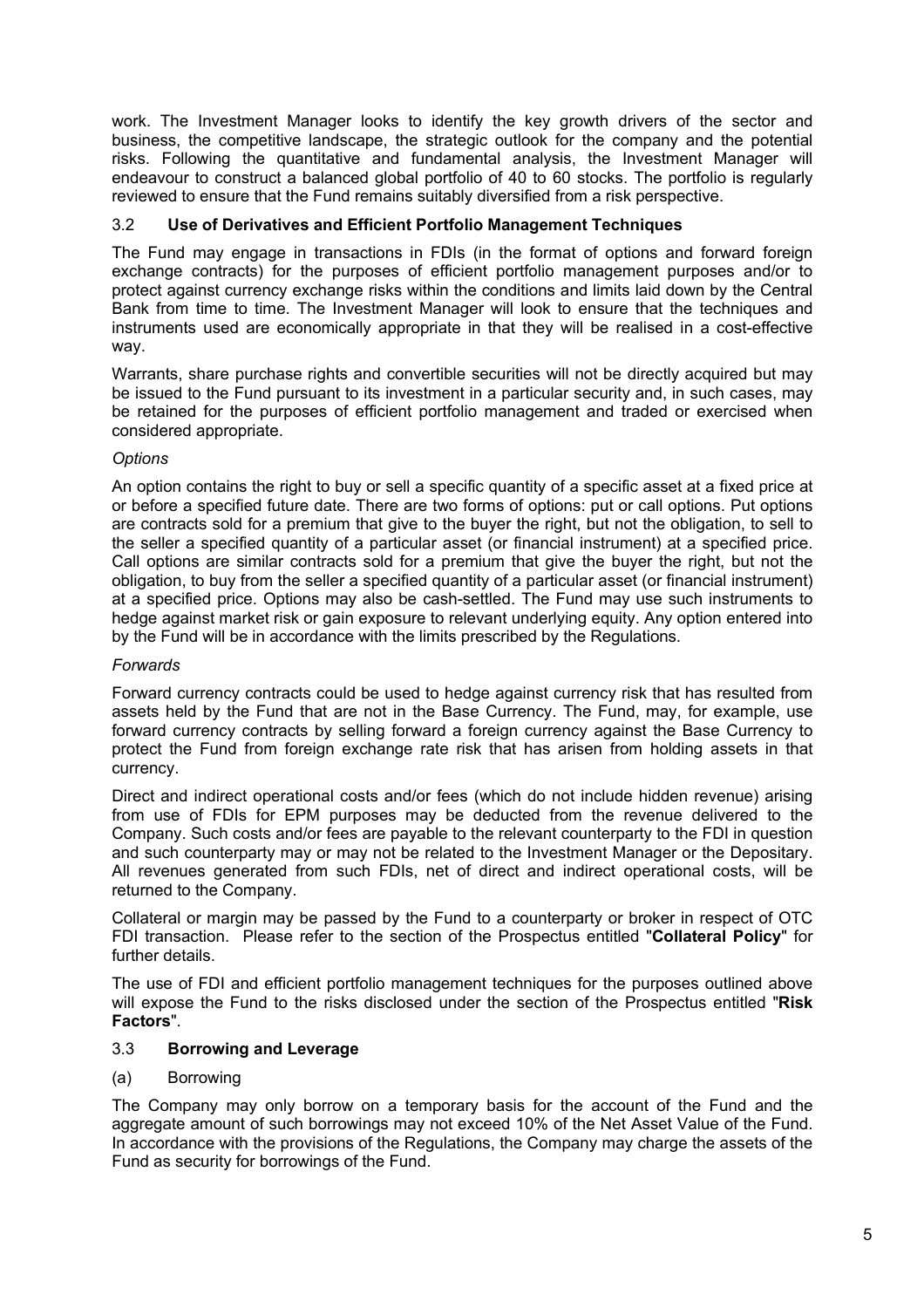work. The Investment Manager looks to identify the key growth drivers of the sector and business, the competitive landscape, the strategic outlook for the company and the potential risks. Following the quantitative and fundamental analysis, the Investment Manager will endeavour to construct a balanced global portfolio of 40 to 60 stocks. The portfolio is regularly reviewed to ensure that the Fund remains suitably diversified from a risk perspective.

### 3.2 **Use of Derivatives and Efficient Portfolio Management Techniques**

The Fund may engage in transactions in FDIs (in the format of options and forward foreign exchange contracts) for the purposes of efficient portfolio management purposes and/or to protect against currency exchange risks within the conditions and limits laid down by the Central Bank from time to time. The Investment Manager will look to ensure that the techniques and instruments used are economically appropriate in that they will be realised in a cost-effective way.

Warrants, share purchase rights and convertible securities will not be directly acquired but may be issued to the Fund pursuant to its investment in a particular security and, in such cases, may be retained for the purposes of efficient portfolio management and traded or exercised when considered appropriate.

*Options*

An option contains the right to buy or sell a specific quantity of a specific asset at a fixed price at or before a specified future date. There are two forms of options: put or call options. Put options are contracts sold for a premium that give to the buyer the right, but not the obligation, to sell to the seller a specified quantity of a particular asset (or financial instrument) at a specified price. Call options are similar contracts sold for a premium that give the buyer the right, but not the obligation, to buy from the seller a specified quantity of a particular asset (or financial instrument) at a specified price. Options may also be cash-settled. The Fund may use such instruments to hedge against market risk or gain exposure to relevant underlying equity. Any option entered into by the Fund will be in accordance with the limits prescribed by the Regulations.

*Forwards*

Forward currency contracts could be used to hedge against currency risk that has resulted from assets held by the Fund that are not in the Base Currency. The Fund, may, for example, use forward currency contracts by selling forward a foreign currency against the Base Currency to protect the Fund from foreign exchange rate risk that has arisen from holding assets in that currency.

Direct and indirect operational costs and/or fees (which do not include hidden revenue) arising from use of FDIs for EPM purposes may be deducted from the revenue delivered to the Company. Such costs and/or fees are payable to the relevant counterparty to the FDI in question and such counterparty may or may not be related to the Investment Manager or the Depositary. All revenues generated from such FDIs, net of direct and indirect operational costs, will be returned to the Company.

Collateral or margin may be passed by the Fund to a counterparty or broker in respect of OTC FDI transaction. Please refer to the section of the Prospectus entitled "**Collateral Policy**" for further details.

The use of FDI and efficient portfolio management techniques for the purposes outlined above will expose the Fund to the risks disclosed under the section of the Prospectus entitled "**Risk Factors**".

### 3.3 **Borrowing and Leverage**

(a) Borrowing

The Company may only borrow on a temporary basis for the account of the Fund and the aggregate amount of such borrowings may not exceed 10% of the Net Asset Value of the Fund. In accordance with the provisions of the Regulations, the Company may charge the assets of the Fund as security for borrowings of the Fund.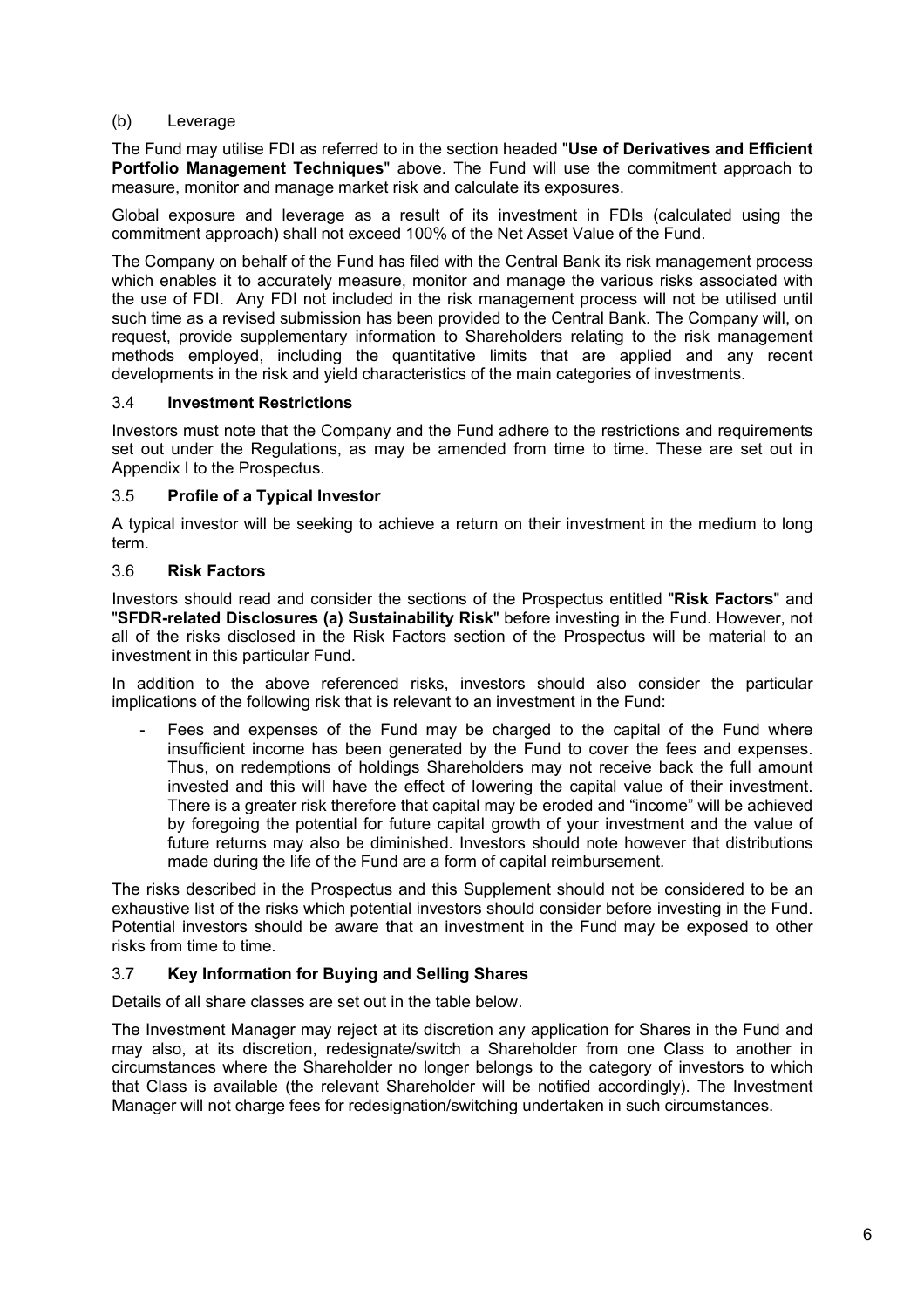(b) Leverage

The Fund may utilise FDI as referred to in the section headed "**Use of Derivatives and Efficient Portfolio Management Techniques**" above. The Fund will use the commitment approach to measure, monitor and manage market risk and calculate its exposures.

Global exposure and leverage as a result of its investment in FDIs (calculated using the commitment approach) shall not exceed 100% of the Net Asset Value of the Fund.

The Company on behalf of the Fund has filed with the Central Bank its risk management process which enables it to accurately measure, monitor and manage the various risks associated with the use of FDI. Any FDI not included in the risk management process will not be utilised until such time as a revised submission has been provided to the Central Bank. The Company will, on request, provide supplementary information to Shareholders relating to the risk management methods employed, including the quantitative limits that are applied and any recent developments in the risk and yield characteristics of the main categories of investments.

### 3.4 Investment Restrictions

Investors must note that the Company and the Fund adhere to the restrictions and requirements set out under the Regulations, as may be amended from time to time. These are set out in Appendix I to the Prospectus.

### 3.5 Profile of a Typical Investor

A typical investor will be seeking to achieve a return on their investment in the medium to long term.

### 3.6 Risk Factors

Investors should read and consider the sections of the Prospectus entitled "**Risk Factors**" and "**SFDR-related Disclosures (a) Sustainability Risk**" before investing in the Fund. However, not all of the risks disclosed in the Risk Factors section of the Prospectus will be material to an investment in this particular Fund.

In addition to the above referenced risks, investors should also consider the particular implications of the following risk that is relevant to an investment in the Fund:

- Fees and expenses of the Fund may be charged to the capital of the Fund where insufficient income has been generated by the Fund to cover the fees and expenses. Thus, on redemptions of holdings Shareholders may not receive back the full amount invested and this will have the effect of lowering the capital value of their investment. There is a greater risk therefore that capital may be eroded and "income" will be achieved by foregoing the potential for future capital growth of your investment and the value of future returns may also be diminished. Investors should note however that distributions made during the life of the Fund are a form of capital reimbursement.

The risks described in the Prospectus and this Supplement should not be considered to be an exhaustive list of the risks which potential investors should consider before investing in the Fund. Potential investors should be aware that an investment in the Fund may be exposed to other risks from time to time.

### 3.7 Key Information for Buying and Selling Shares

Details of all share classes are set out in the table below.

The Investment Manager may reject at its discretion any application for Shares in the Fund and may also, at its discretion, redesignate/switch a Shareholder from one Class to another in circumstances where the Shareholder no longer belongs to the category of investors to which that Class is available (the relevant Shareholder will be notified accordingly). The Investment Manager will not charge fees for redesignation/switching undertaken in such circumstances.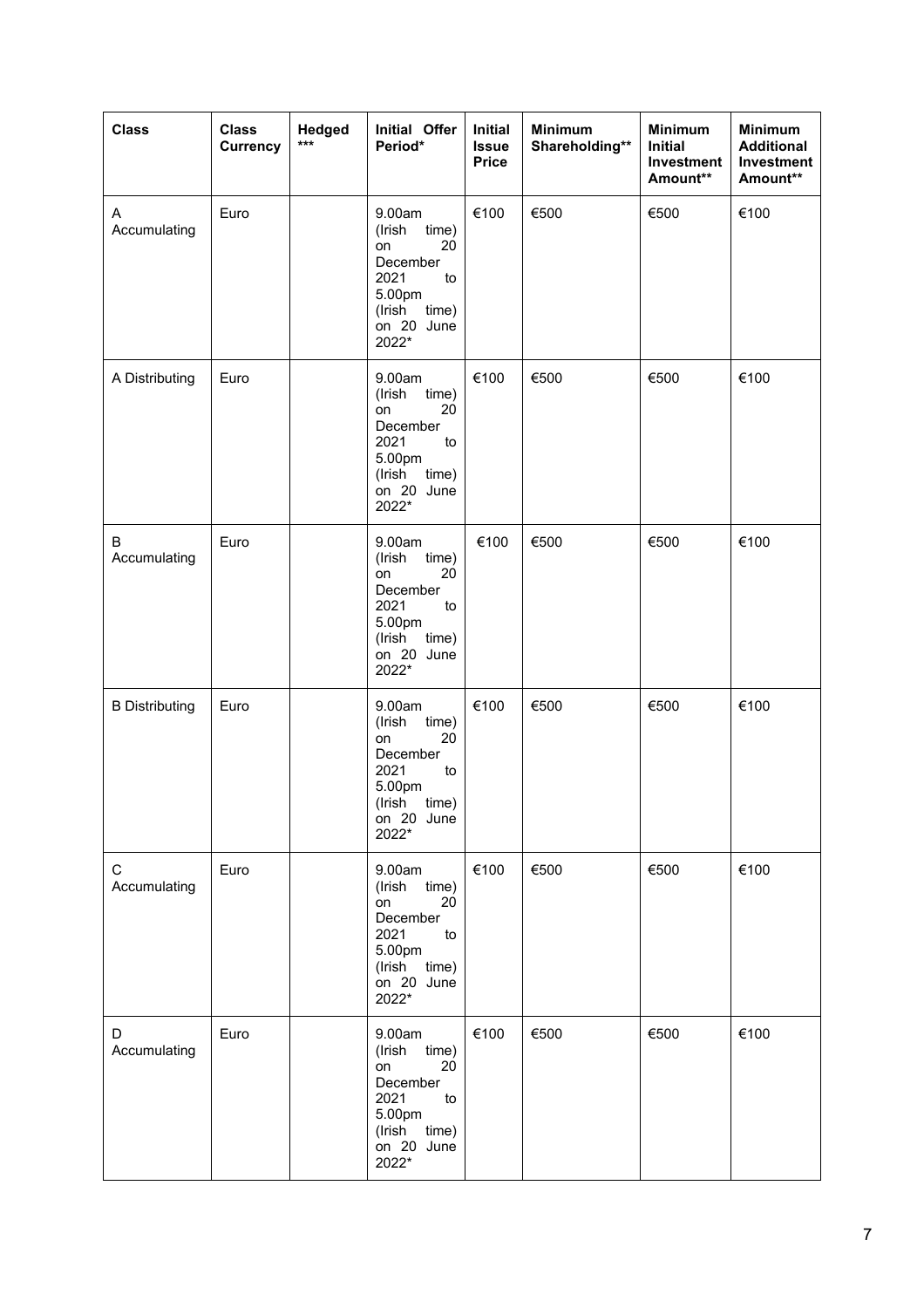| Class | Class Currency | Hedged *** | Initial Offer Period* | Initial Issue Price | Minimum Shareholding** | Minimum Initial Investment Amount** | Minimum Additional Investment Amount** |
|---|---|---|---|---|---|---|---|
| A Accumulating | Euro | | 9.00am (Irish time) on 20 December 2021 to 5.00pm (Irish time) on 20 June 2022* | €100 | €500 | €500 | €100 |
| A Distributing | Euro | | 9.00am (Irish time) on 20 December 2021 to 5.00pm (Irish time) on 20 June 2022* | €100 | €500 | €500 | €100 |
| B Accumulating | Euro | | 9.00am (Irish time) on 20 December 2021 to 5.00pm (Irish time) on 20 June 2022* | €100 | €500 | €500 | €100 |
| B Distributing | Euro | | 9.00am (Irish time) on 20 December 2021 to 5.00pm (Irish time) on 20 June 2022* | €100 | €500 | €500 | €100 |
| C Accumulating | Euro | | 9.00am (Irish time) on 20 December 2021 to 5.00pm (Irish time) on 20 June 2022* | €100 | €500 | €500 | €100 |
| D Accumulating | Euro | | 9.00am (Irish time) on 20 December 2021 to 5.00pm (Irish time) on 20 June 2022* | €100 | €500 | €500 | €100 |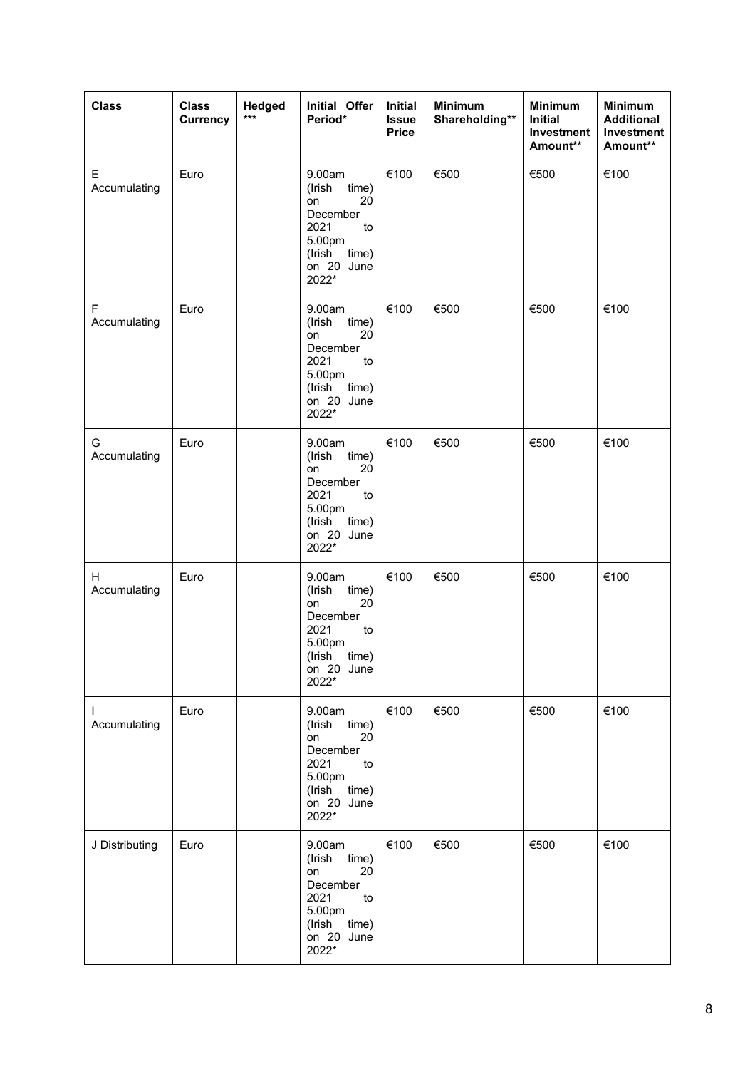| Class | Class Currency | Hedged *** | Initial Offer Period* | Initial Issue Price | Minimum Shareholding** | Minimum Initial Investment Amount** | Minimum Additional Investment Amount** |
|---|---|---|---|---|---|---|---|
| E Accumulating | Euro | | 9.00am (Irish time) on 20 December 2021 to 5.00pm (Irish time) on 20 June 2022* | €100 | €500 | €500 | €100 |
| F Accumulating | Euro | | 9.00am (Irish time) on 20 December 2021 to 5.00pm (Irish time) on 20 June 2022* | €100 | €500 | €500 | €100 |
| G Accumulating | Euro | | 9.00am (Irish time) on 20 December 2021 to 5.00pm (Irish time) on 20 June 2022* | €100 | €500 | €500 | €100 |
| H Accumulating | Euro | | 9.00am (Irish time) on 20 December 2021 to 5.00pm (Irish time) on 20 June 2022* | €100 | €500 | €500 | €100 |
| I Accumulating | Euro | | 9.00am (Irish time) on 20 December 2021 to 5.00pm (Irish time) on 20 June 2022* | €100 | €500 | €500 | €100 |
| J Distributing | Euro | | 9.00am (Irish time) on 20 December 2021 to 5.00pm (Irish time) on 20 June 2022* | €100 | €500 | €500 | €100 |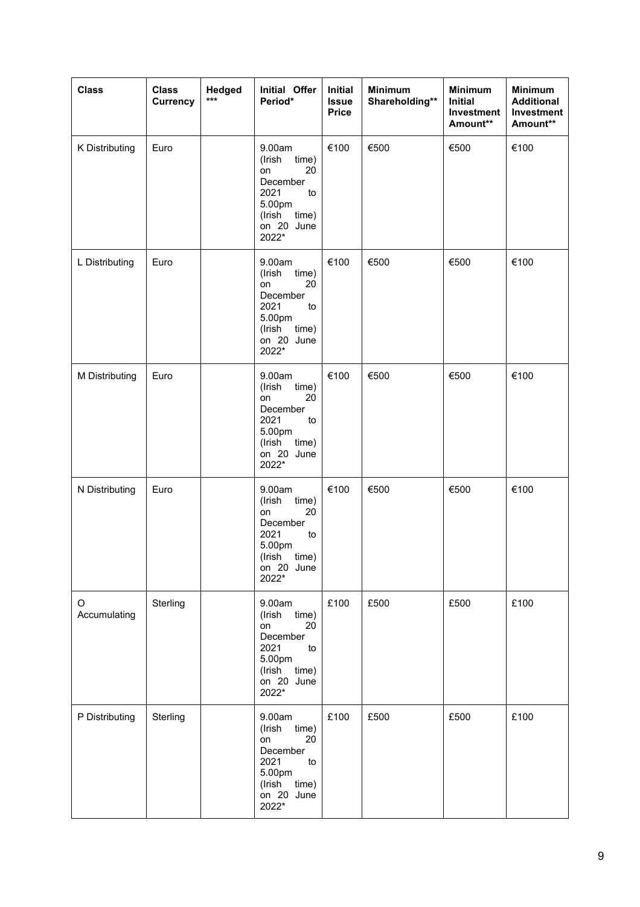| Class | Class Currency | Hedged *** | Initial Offer Period* | Initial Issue Price | Minimum Shareholding** | Minimum Initial Investment Amount** | Minimum Additional Investment Amount** |
|---|---|---|---|---|---|---|---|
| K Distributing | Euro | | 9.00am (Irish time) on 20 December 2021 to 5.00pm (Irish time) on 20 June 2022* | €100 | €500 | €500 | €100 |
| L Distributing | Euro | | 9.00am (Irish time) on 20 December 2021 to 5.00pm (Irish time) on 20 June 2022* | €100 | €500 | €500 | €100 |
| M Distributing | Euro | | 9.00am (Irish time) on 20 December 2021 to 5.00pm (Irish time) on 20 June 2022* | €100 | €500 | €500 | €100 |
| N Distributing | Euro | | 9.00am (Irish time) on 20 December 2021 to 5.00pm (Irish time) on 20 June 2022* | €100 | €500 | €500 | €100 |
| O Accumulating | Sterling | | 9.00am (Irish time) on 20 December 2021 to 5.00pm (Irish time) on 20 June 2022* | £100 | £500 | £500 | £100 |
| P Distributing | Sterling | | 9.00am (Irish time) on 20 December 2021 to 5.00pm (Irish time) on 20 June 2022* | £100 | £500 | £500 | £100 |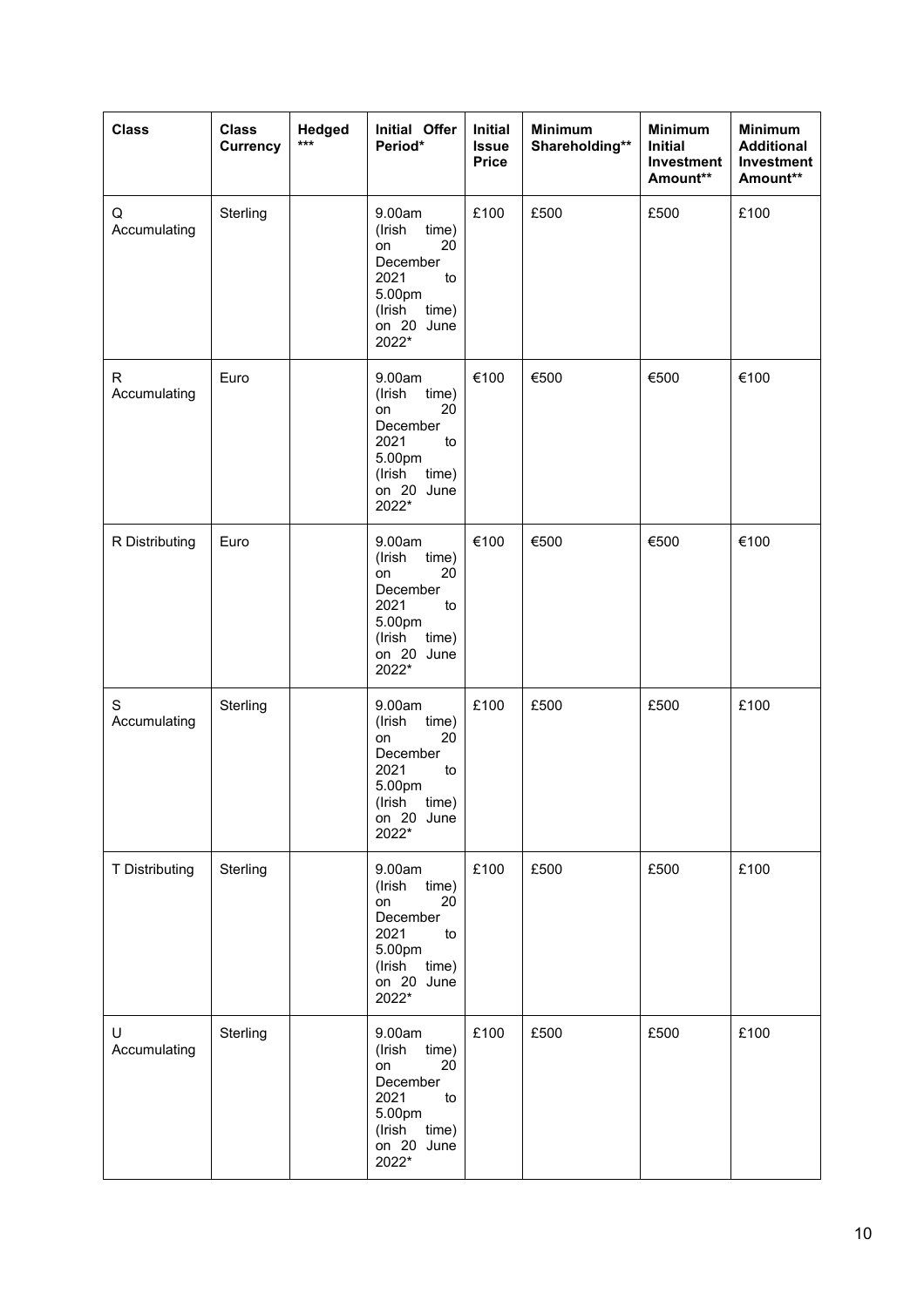| Class | Class Currency | Hedged *** | Initial Offer Period* | Initial Issue Price | Minimum Shareholding** | Minimum Initial Investment Amount** | Minimum Additional Investment Amount** |
|---|---|---|---|---|---|---|---|
| Q Accumulating | Sterling | | 9.00am (Irish time) on 20 December 2021 to 5.00pm (Irish time) on 20 June 2022* | £100 | £500 | £500 | £100 |
| R Accumulating | Euro | | 9.00am (Irish time) on 20 December 2021 to 5.00pm (Irish time) on 20 June 2022* | €100 | €500 | €500 | €100 |
| R Distributing | Euro | | 9.00am (Irish time) on 20 December 2021 to 5.00pm (Irish time) on 20 June 2022* | €100 | €500 | €500 | €100 |
| S Accumulating | Sterling | | 9.00am (Irish time) on 20 December 2021 to 5.00pm (Irish time) on 20 June 2022* | £100 | £500 | £500 | £100 |
| T Distributing | Sterling | | 9.00am (Irish time) on 20 December 2021 to 5.00pm (Irish time) on 20 June 2022* | £100 | £500 | £500 | £100 |
| U Accumulating | Sterling | | 9.00am (Irish time) on 20 December 2021 to 5.00pm (Irish time) on 20 June 2022* | £100 | £500 | £500 | £100 |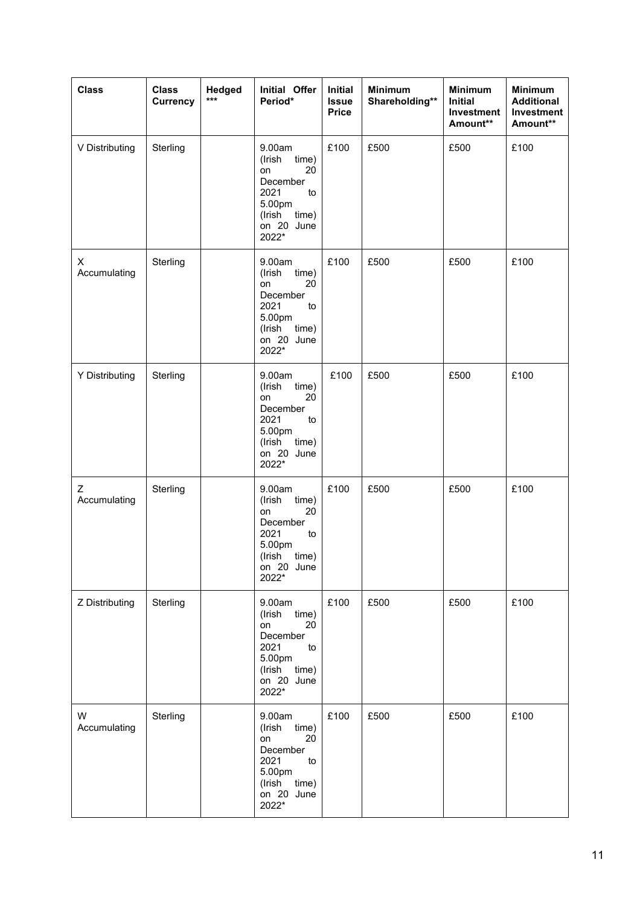| Class | Class Currency | Hedged *** | Initial Offer Period* | Initial Issue Price | Minimum Shareholding** | Minimum Initial Investment Amount** | Minimum Additional Investment Amount** |
|---|---|---|---|---|---|---|---|
| V Distributing | Sterling | | 9.00am (Irish time) on 20 December 2021 to 5.00pm (Irish time) on 20 June 2022* | £100 | £500 | £500 | £100 |
| X Accumulating | Sterling | | 9.00am (Irish time) on 20 December 2021 to 5.00pm (Irish time) on 20 June 2022* | £100 | £500 | £500 | £100 |
| Y Distributing | Sterling | | 9.00am (Irish time) on 20 December 2021 to 5.00pm (Irish time) on 20 June 2022* | £100 | £500 | £500 | £100 |
| Z Accumulating | Sterling | | 9.00am (Irish time) on 20 December 2021 to 5.00pm (Irish time) on 20 June 2022* | £100 | £500 | £500 | £100 |
| Z Distributing | Sterling | | 9.00am (Irish time) on 20 December 2021 to 5.00pm (Irish time) on 20 June 2022* | £100 | £500 | £500 | £100 |
| W Accumulating | Sterling | | 9.00am (Irish time) on 20 December 2021 to 5.00pm (Irish time) on 20 June 2022* | £100 | £500 | £500 | £100 |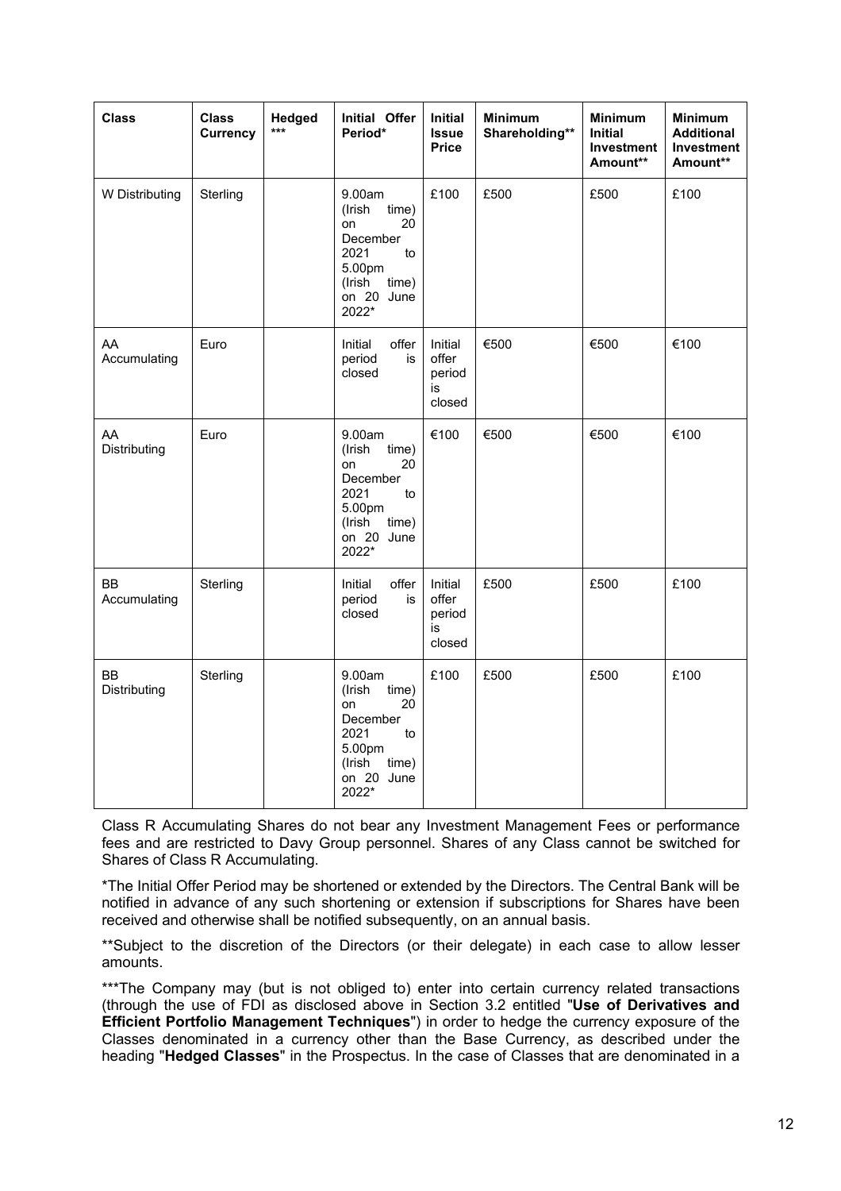| Class | Class Currency | Hedged *** | Initial Offer Period* | Initial Issue Price | Minimum Shareholding** | Minimum Initial Investment Amount** | Minimum Additional Investment Amount** |
|---|---|---|---|---|---|---|---|
| W Distributing | Sterling | | 9.00am (Irish time) on 20 December 2021 to 5.00pm (Irish time) on 20 June 2022* | £100 | £500 | £500 | £100 |
| AA Accumulating | Euro | | Initial offer period is closed | Initial offer period is closed | €500 | €500 | €100 |
| AA Distributing | Euro | | 9.00am (Irish time) on 20 December 2021 to 5.00pm (Irish time) on 20 June 2022* | €100 | €500 | €500 | €100 |
| BB Accumulating | Sterling | | Initial offer period is closed | Initial offer period is closed | £500 | £500 | £100 |
| BB Distributing | Sterling | | 9.00am (Irish time) on 20 December 2021 to 5.00pm (Irish time) on 20 June 2022* | £100 | £500 | £500 | £100 |

Class R Accumulating Shares do not bear any Investment Management Fees or performance fees and are restricted to Davy Group personnel. Shares of any Class cannot be switched for Shares of Class R Accumulating.

*The Initial Offer Period may be shortened or extended by the Directors. The Central Bank will be notified in advance of any such shortening or extension if subscriptions for Shares have been received and otherwise shall be notified subsequently, on an annual basis.

**Subject to the discretion of the Directors (or their delegate) in each case to allow lesser amounts.

***The Company may (but is not obliged to) enter into certain currency related transactions (through the use of FDI as disclosed above in Section 3.2 entitled "**Use of Derivatives and Efficient Portfolio Management Techniques**") in order to hedge the currency exposure of the Classes denominated in a currency other than the Base Currency, as described under the heading "**Hedged Classes**" in the Prospectus. In the case of Classes that are denominated in a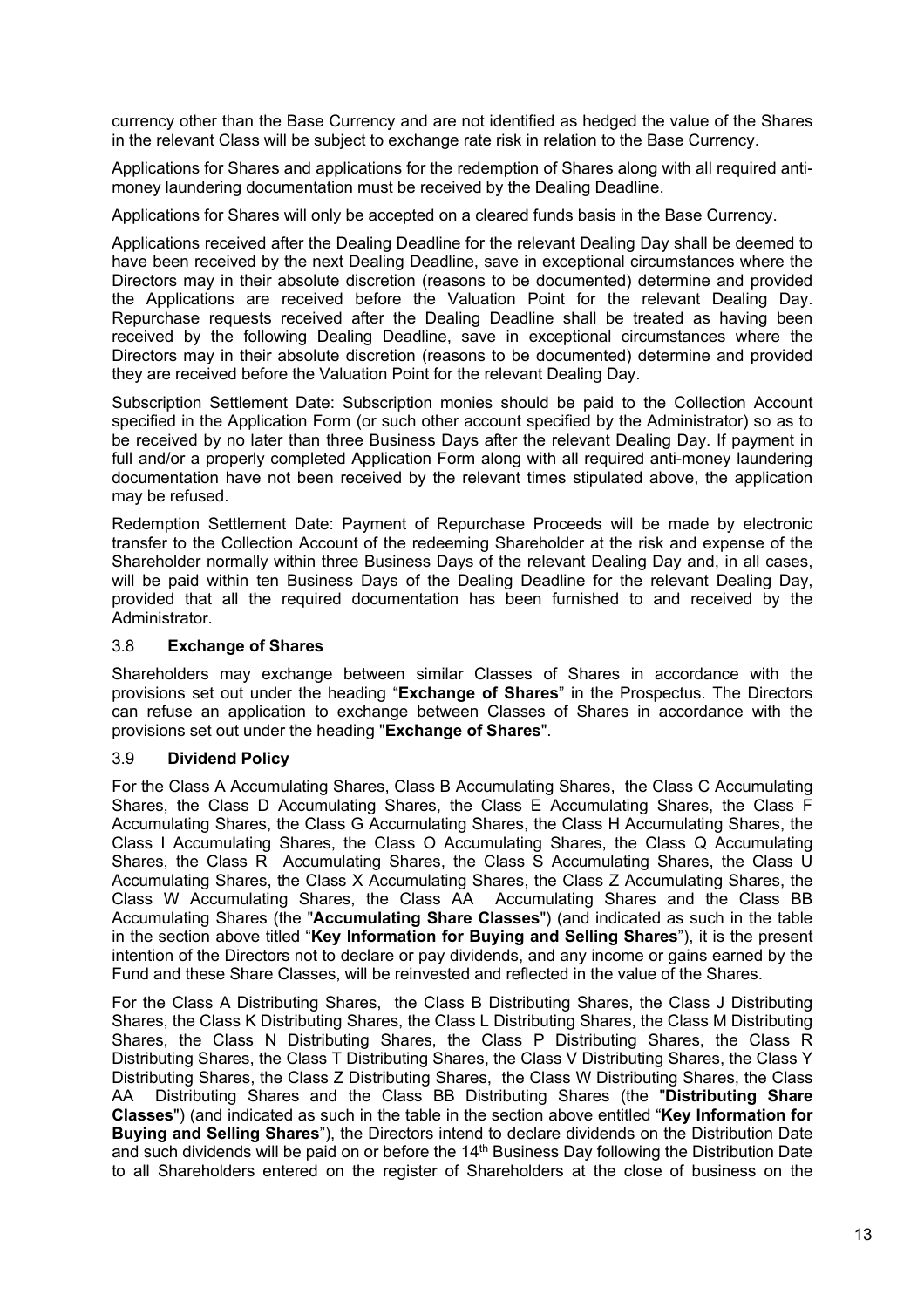currency other than the Base Currency and are not identified as hedged the value of the Shares in the relevant Class will be subject to exchange rate risk in relation to the Base Currency.

Applications for Shares and applications for the redemption of Shares along with all required anti-money laundering documentation must be received by the Dealing Deadline.

Applications for Shares will only be accepted on a cleared funds basis in the Base Currency.

Applications received after the Dealing Deadline for the relevant Dealing Day shall be deemed to have been received by the next Dealing Deadline, save in exceptional circumstances where the Directors may in their absolute discretion (reasons to be documented) determine and provided the Applications are received before the Valuation Point for the relevant Dealing Day. Repurchase requests received after the Dealing Deadline shall be treated as having been received by the following Dealing Deadline, save in exceptional circumstances where the Directors may in their absolute discretion (reasons to be documented) determine and provided they are received before the Valuation Point for the relevant Dealing Day.

Subscription Settlement Date: Subscription monies should be paid to the Collection Account specified in the Application Form (or such other account specified by the Administrator) so as to be received by no later than three Business Days after the relevant Dealing Day. If payment in full and/or a properly completed Application Form along with all required anti-money laundering documentation have not been received by the relevant times stipulated above, the application may be refused.

Redemption Settlement Date: Payment of Repurchase Proceeds will be made by electronic transfer to the Collection Account of the redeeming Shareholder at the risk and expense of the Shareholder normally within three Business Days of the relevant Dealing Day and, in all cases, will be paid within ten Business Days of the Dealing Deadline for the relevant Dealing Day, provided that all the required documentation has been furnished to and received by the Administrator.

### 3.8 **Exchange of Shares**

Shareholders may exchange between similar Classes of Shares in accordance with the provisions set out under the heading "**Exchange of Shares**" in the Prospectus. The Directors can refuse an application to exchange between Classes of Shares in accordance with the provisions set out under the heading "**Exchange of Shares**".

### 3.9 **Dividend Policy**

For the Class A Accumulating Shares, Class B Accumulating Shares, the Class C Accumulating Shares, the Class D Accumulating Shares, the Class E Accumulating Shares, the Class F Accumulating Shares, the Class G Accumulating Shares, the Class H Accumulating Shares, the Class I Accumulating Shares, the Class O Accumulating Shares, the Class Q Accumulating Shares, the Class R Accumulating Shares, the Class S Accumulating Shares, the Class U Accumulating Shares, the Class X Accumulating Shares, the Class Z Accumulating Shares, the Class W Accumulating Shares, the Class AA Accumulating Shares and the Class BB Accumulating Shares (the "**Accumulating Share Classes**") (and indicated as such in the table in the section above titled "**Key Information for Buying and Selling Shares**"), it is the present intention of the Directors not to declare or pay dividends, and any income or gains earned by the Fund and these Share Classes, will be reinvested and reflected in the value of the Shares.

For the Class A Distributing Shares, the Class B Distributing Shares, the Class J Distributing Shares, the Class K Distributing Shares, the Class L Distributing Shares, the Class M Distributing Shares, the Class N Distributing Shares, the Class P Distributing Shares, the Class R Distributing Shares, the Class T Distributing Shares, the Class V Distributing Shares, the Class Y Distributing Shares, the Class Z Distributing Shares, the Class W Distributing Shares, the Class AA Distributing Shares and the Class BB Distributing Shares (the "**Distributing Share Classes**") (and indicated as such in the table in the section above entitled "**Key Information for Buying and Selling Shares**"), the Directors intend to declare dividends on the Distribution Date and such dividends will be paid on or before the 14th Business Day following the Distribution Date to all Shareholders entered on the register of Shareholders at the close of business on the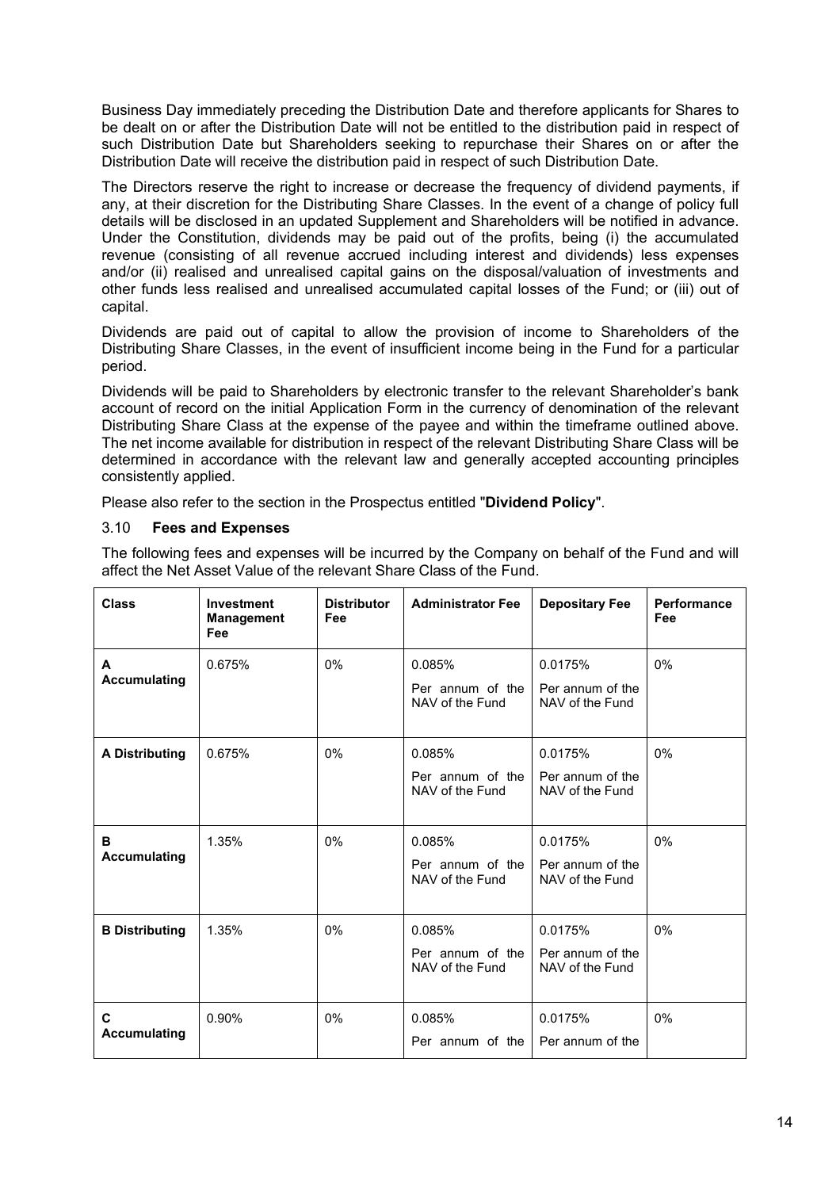Business Day immediately preceding the Distribution Date and therefore applicants for Shares to be dealt on or after the Distribution Date will not be entitled to the distribution paid in respect of such Distribution Date but Shareholders seeking to repurchase their Shares on or after the Distribution Date will receive the distribution paid in respect of such Distribution Date.

The Directors reserve the right to increase or decrease the frequency of dividend payments, if any, at their discretion for the Distributing Share Classes. In the event of a change of policy full details will be disclosed in an updated Supplement and Shareholders will be notified in advance. Under the Constitution, dividends may be paid out of the profits, being (i) the accumulated revenue (consisting of all revenue accrued including interest and dividends) less expenses and/or (ii) realised and unrealised capital gains on the disposal/valuation of investments and other funds less realised and unrealised accumulated capital losses of the Fund; or (iii) out of capital.

Dividends are paid out of capital to allow the provision of income to Shareholders of the Distributing Share Classes, in the event of insufficient income being in the Fund for a particular period.

Dividends will be paid to Shareholders by electronic transfer to the relevant Shareholder's bank account of record on the initial Application Form in the currency of denomination of the relevant Distributing Share Class at the expense of the payee and within the timeframe outlined above. The net income available for distribution in respect of the relevant Distributing Share Class will be determined in accordance with the relevant law and generally accepted accounting principles consistently applied.

Please also refer to the section in the Prospectus entitled "**Dividend Policy**".

### 3.10 **Fees and Expenses**

The following fees and expenses will be incurred by the Company on behalf of the Fund and will affect the Net Asset Value of the relevant Share Class of the Fund.

| Class | Investment Management Fee | Distributor Fee | Administrator Fee | Depositary Fee | Performance Fee |
|---|---|---|---|---|---|
| **A Accumulating** | 0.675% | 0% | 0.085% Per annum of the NAV of the Fund | 0.0175% Per annum of the NAV of the Fund | 0% |
| **A Distributing** | 0.675% | 0% | 0.085% Per annum of the NAV of the Fund | 0.0175% Per annum of the NAV of the Fund | 0% |
| **B Accumulating** | 1.35% | 0% | 0.085% Per annum of the NAV of the Fund | 0.0175% Per annum of the NAV of the Fund | 0% |
| **B Distributing** | 1.35% | 0% | 0.085% Per annum of the NAV of the Fund | 0.0175% Per annum of the NAV of the Fund | 0% |
| **C Accumulating** | 0.90% | 0% | 0.085% Per annum of the | 0.0175% Per annum of the | 0% |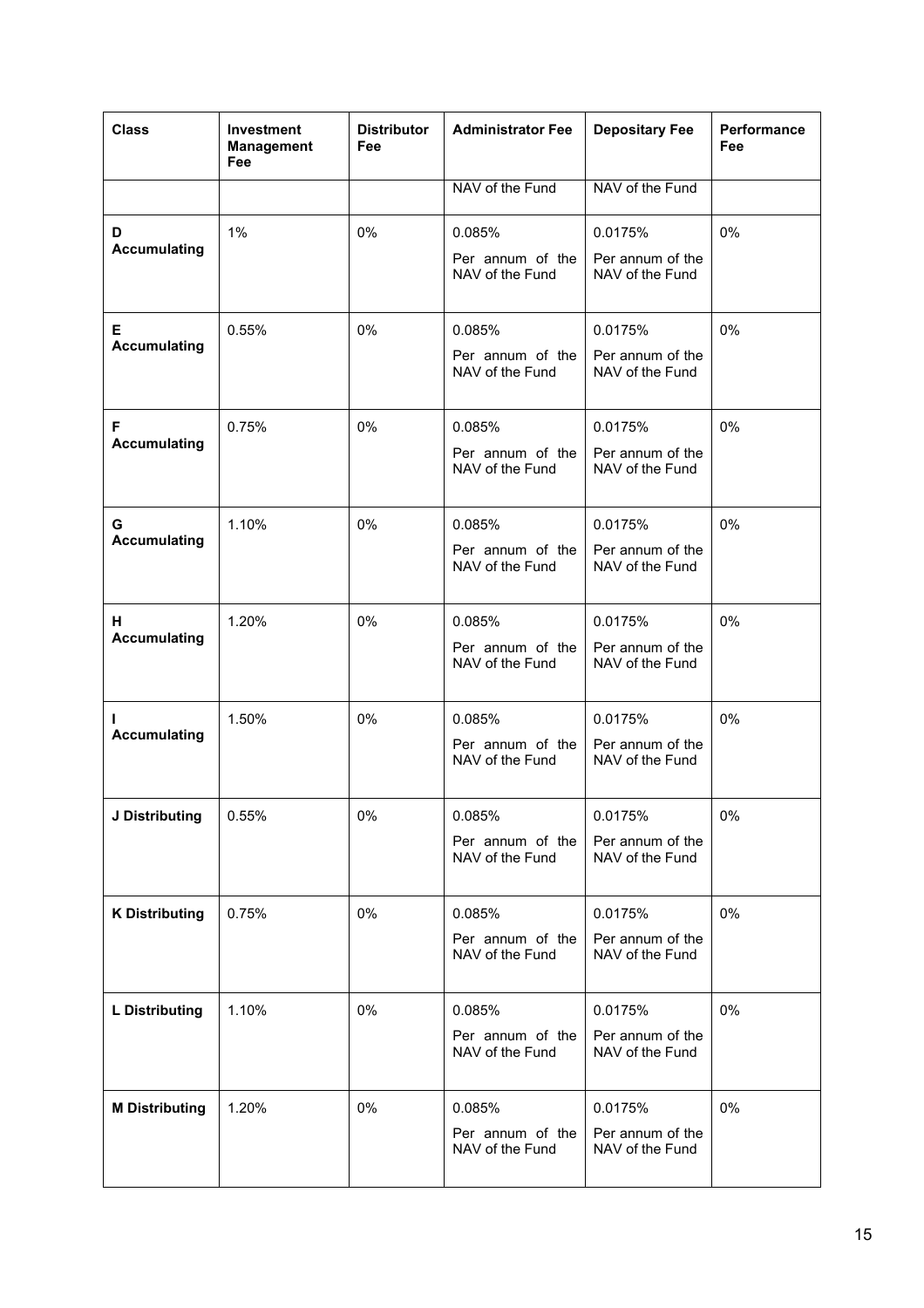| Class | Investment Management Fee | Distributor Fee | Administrator Fee | Depositary Fee | Performance Fee |
|---|---|---|---|---|---|
| | | | NAV of the Fund | NAV of the Fund | |
| D Accumulating | 1% | 0% | 0.085% Per annum of the NAV of the Fund | 0.0175% Per annum of the NAV of the Fund | 0% |
| E Accumulating | 0.55% | 0% | 0.085% Per annum of the NAV of the Fund | 0.0175% Per annum of the NAV of the Fund | 0% |
| F Accumulating | 0.75% | 0% | 0.085% Per annum of the NAV of the Fund | 0.0175% Per annum of the NAV of the Fund | 0% |
| G Accumulating | 1.10% | 0% | 0.085% Per annum of the NAV of the Fund | 0.0175% Per annum of the NAV of the Fund | 0% |
| H Accumulating | 1.20% | 0% | 0.085% Per annum of the NAV of the Fund | 0.0175% Per annum of the NAV of the Fund | 0% |
| I Accumulating | 1.50% | 0% | 0.085% Per annum of the NAV of the Fund | 0.0175% Per annum of the NAV of the Fund | 0% |
| J Distributing | 0.55% | 0% | 0.085% Per annum of the NAV of the Fund | 0.0175% Per annum of the NAV of the Fund | 0% |
| K Distributing | 0.75% | 0% | 0.085% Per annum of the NAV of the Fund | 0.0175% Per annum of the NAV of the Fund | 0% |
| L Distributing | 1.10% | 0% | 0.085% Per annum of the NAV of the Fund | 0.0175% Per annum of the NAV of the Fund | 0% |
| M Distributing | 1.20% | 0% | 0.085% Per annum of the NAV of the Fund | 0.0175% Per annum of the NAV of the Fund | 0% |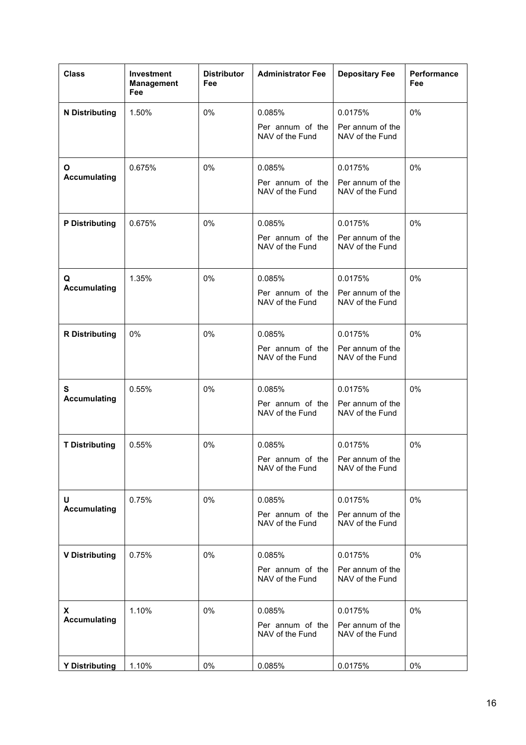| Class | Investment Management Fee | Distributor Fee | Administrator Fee | Depositary Fee | Performance Fee |
|---|---|---|---|---|---|
| **N Distributing** | 1.50% | 0% | 0.085% Per annum of the NAV of the Fund | 0.0175% Per annum of the NAV of the Fund | 0% |
| **O Accumulating** | 0.675% | 0% | 0.085% Per annum of the NAV of the Fund | 0.0175% Per annum of the NAV of the Fund | 0% |
| **P Distributing** | 0.675% | 0% | 0.085% Per annum of the NAV of the Fund | 0.0175% Per annum of the NAV of the Fund | 0% |
| **Q Accumulating** | 1.35% | 0% | 0.085% Per annum of the NAV of the Fund | 0.0175% Per annum of the NAV of the Fund | 0% |
| **R Distributing** | 0% | 0% | 0.085% Per annum of the NAV of the Fund | 0.0175% Per annum of the NAV of the Fund | 0% |
| **S Accumulating** | 0.55% | 0% | 0.085% Per annum of the NAV of the Fund | 0.0175% Per annum of the NAV of the Fund | 0% |
| **T Distributing** | 0.55% | 0% | 0.085% Per annum of the NAV of the Fund | 0.0175% Per annum of the NAV of the Fund | 0% |
| **U Accumulating** | 0.75% | 0% | 0.085% Per annum of the NAV of the Fund | 0.0175% Per annum of the NAV of the Fund | 0% |
| **V Distributing** | 0.75% | 0% | 0.085% Per annum of the NAV of the Fund | 0.0175% Per annum of the NAV of the Fund | 0% |
| **X Accumulating** | 1.10% | 0% | 0.085% Per annum of the NAV of the Fund | 0.0175% Per annum of the NAV of the Fund | 0% |
| **Y Distributing** | 1.10% | 0% | 0.085% | 0.0175% | 0% |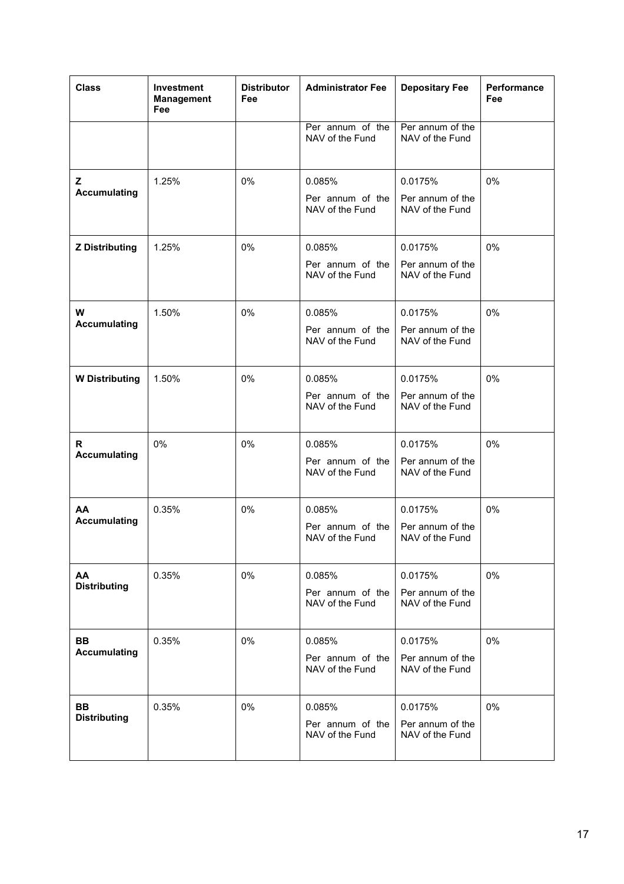| Class | Investment Management Fee | Distributor Fee | Administrator Fee | Depositary Fee | Performance Fee |
|---|---|---|---|---|---|
| | | | Per annum of the NAV of the Fund | Per annum of the NAV of the Fund | |
| **Z Accumulating** | 1.25% | 0% | 0.085% Per annum of the NAV of the Fund | 0.0175% Per annum of the NAV of the Fund | 0% |
| **Z Distributing** | 1.25% | 0% | 0.085% Per annum of the NAV of the Fund | 0.0175% Per annum of the NAV of the Fund | 0% |
| **W Accumulating** | 1.50% | 0% | 0.085% Per annum of the NAV of the Fund | 0.0175% Per annum of the NAV of the Fund | 0% |
| **W Distributing** | 1.50% | 0% | 0.085% Per annum of the NAV of the Fund | 0.0175% Per annum of the NAV of the Fund | 0% |
| **R Accumulating** | 0% | 0% | 0.085% Per annum of the NAV of the Fund | 0.0175% Per annum of the NAV of the Fund | 0% |
| **AA Accumulating** | 0.35% | 0% | 0.085% Per annum of the NAV of the Fund | 0.0175% Per annum of the NAV of the Fund | 0% |
| **AA Distributing** | 0.35% | 0% | 0.085% Per annum of the NAV of the Fund | 0.0175% Per annum of the NAV of the Fund | 0% |
| **BB Accumulating** | 0.35% | 0% | 0.085% Per annum of the NAV of the Fund | 0.0175% Per annum of the NAV of the Fund | 0% |
| **BB Distributing** | 0.35% | 0% | 0.085% Per annum of the NAV of the Fund | 0.0175% Per annum of the NAV of the Fund | 0% |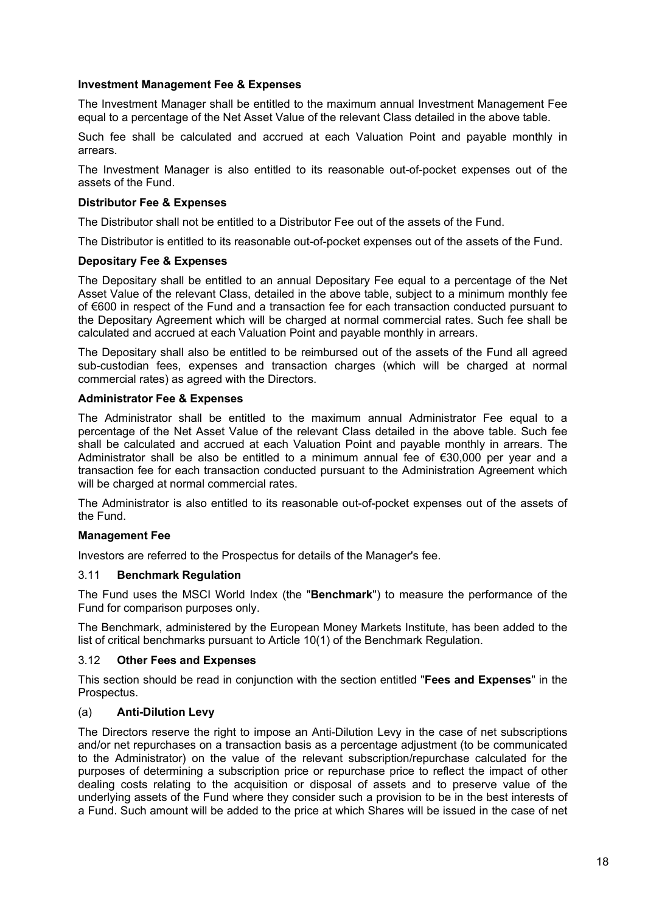**Investment Management Fee & Expenses**

The Investment Manager shall be entitled to the maximum annual Investment Management Fee equal to a percentage of the Net Asset Value of the relevant Class detailed in the above table.

Such fee shall be calculated and accrued at each Valuation Point and payable monthly in arrears.

The Investment Manager is also entitled to its reasonable out-of-pocket expenses out of the assets of the Fund.

**Distributor Fee & Expenses**

The Distributor shall not be entitled to a Distributor Fee out of the assets of the Fund.

The Distributor is entitled to its reasonable out-of-pocket expenses out of the assets of the Fund.

**Depositary Fee & Expenses**

The Depositary shall be entitled to an annual Depositary Fee equal to a percentage of the Net Asset Value of the relevant Class, detailed in the above table, subject to a minimum monthly fee of €600 in respect of the Fund and a transaction fee for each transaction conducted pursuant to the Depositary Agreement which will be charged at normal commercial rates. Such fee shall be calculated and accrued at each Valuation Point and payable monthly in arrears.

The Depositary shall also be entitled to be reimbursed out of the assets of the Fund all agreed sub-custodian fees, expenses and transaction charges (which will be charged at normal commercial rates) as agreed with the Directors.

**Administrator Fee & Expenses**

The Administrator shall be entitled to the maximum annual Administrator Fee equal to a percentage of the Net Asset Value of the relevant Class detailed in the above table. Such fee shall be calculated and accrued at each Valuation Point and payable monthly in arrears. The Administrator shall be also be entitled to a minimum annual fee of €30,000 per year and a transaction fee for each transaction conducted pursuant to the Administration Agreement which will be charged at normal commercial rates.

The Administrator is also entitled to its reasonable out-of-pocket expenses out of the assets of the Fund.

**Management Fee**

Investors are referred to the Prospectus for details of the Manager's fee.

### 3.11 Benchmark Regulation

The Fund uses the MSCI World Index (the "**Benchmark**") to measure the performance of the Fund for comparison purposes only.

The Benchmark, administered by the European Money Markets Institute, has been added to the list of critical benchmarks pursuant to Article 10(1) of the Benchmark Regulation.

### 3.12 Other Fees and Expenses

This section should be read in conjunction with the section entitled "**Fees and Expenses**" in the Prospectus.

#### (a) Anti-Dilution Levy

The Directors reserve the right to impose an Anti-Dilution Levy in the case of net subscriptions and/or net repurchases on a transaction basis as a percentage adjustment (to be communicated to the Administrator) on the value of the relevant subscription/repurchase calculated for the purposes of determining a subscription price or repurchase price to reflect the impact of other dealing costs relating to the acquisition or disposal of assets and to preserve value of the underlying assets of the Fund where they consider such a provision to be in the best interests of a Fund. Such amount will be added to the price at which Shares will be issued in the case of net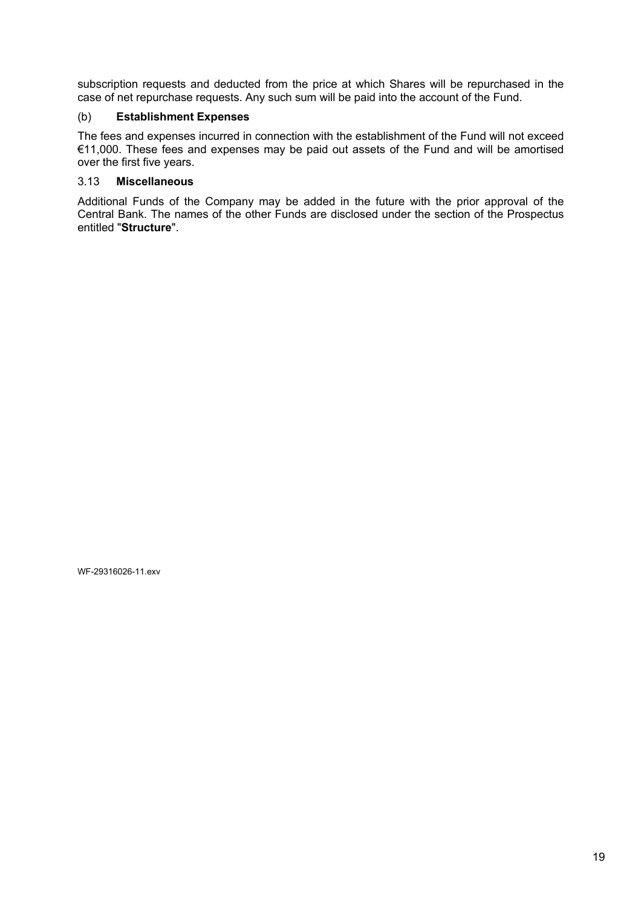subscription requests and deducted from the price at which Shares will be repurchased in the case of net repurchase requests. Any such sum will be paid into the account of the Fund.

(b) **Establishment Expenses**

The fees and expenses incurred in connection with the establishment of the Fund will not exceed €11,000. These fees and expenses may be paid out assets of the Fund and will be amortised over the first five years.

3.13 **Miscellaneous**

Additional Funds of the Company may be added in the future with the prior approval of the Central Bank. The names of the other Funds are disclosed under the section of the Prospectus entitled "**Structure**".

WF-29316026-11.exv